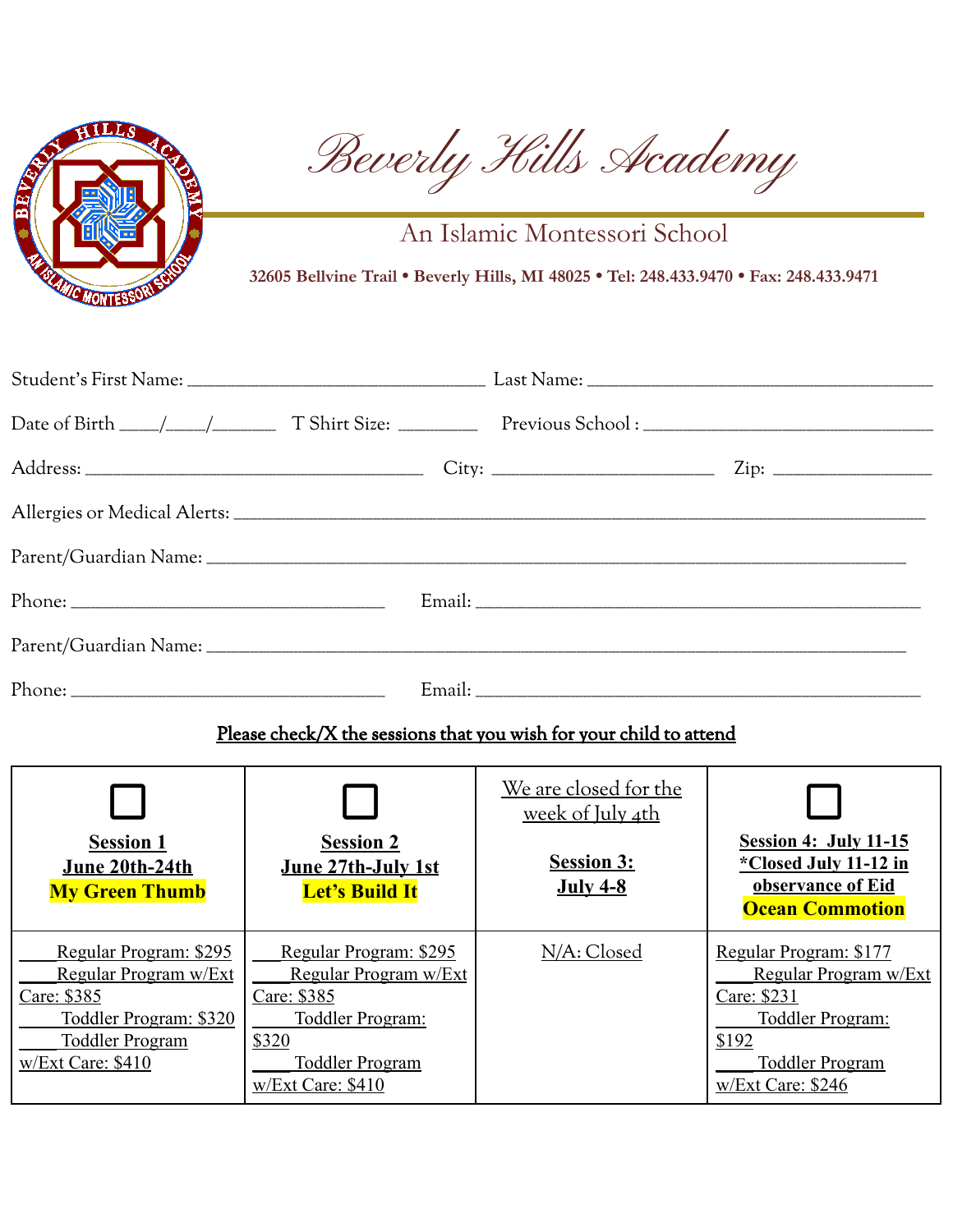# Beverly Hills Academy

## An Islamic Montessori School

**32605 Bellvine Trail • Beverly Hills, MI 48025 • Tel: 248.433.9470 • Fax: 248.433.9471**

Student's First Name: ______________________________ Last Name: ___________________________________

Date of Birth ____/____/______ T Shirt Size: ________ Previous School : ____________________________

Address: __________________________________ City: ______________________ Zip: _______________

Allergies or Medical Alerts: ________________________________________________________________________

Parent/Guardian Name: _____________________________________________________________________

Phone: ________________________________ Email: _____________________________________________

Parent/Guardian Name: _____________________________________________________________________

Phone: ________________________________ Email: _____________________________________________

**Please check/X the sessions that you wish for your child to attend**

| ☐ **Session 1** **June 20th-24th** **My Green Thumb** | ☐ **Session 2** **June 27th-July 1st** **Let's Build It** | We are closed for the week of July 4th **Session 3:** **July 4-8** | ☐ **Session 4: July 11-15** **\*Closed July 11-12 in observance of Eid** **Ocean Commotion** |
|---|---|---|---|
| ____Regular Program: $295<br>____Regular Program w/Ext Care: $385<br>____Toddler Program: $320<br>____Toddler Program w/Ext Care: $410 | ____Regular Program: $295<br>____Regular Program w/Ext Care: $385<br>____Toddler Program: $320<br>____Toddler Program w/Ext Care: $410 | N/A: Closed | Regular Program: $177<br>____Regular Program w/Ext Care: $231<br>____Toddler Program: $192<br>____Toddler Program w/Ext Care: $246 |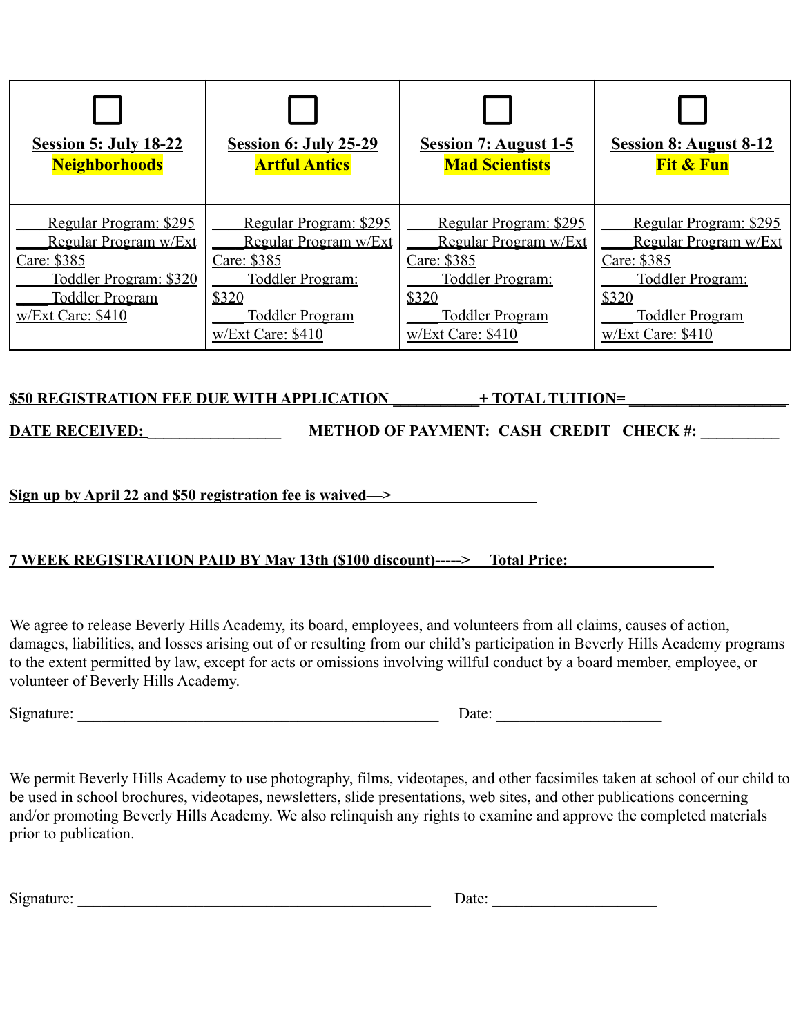| ☐ **Session 5: July 18-22** **Neighborhoods** | ☐ **Session 6: July 25-29** **Artful Antics** | ☐ **Session 7: August 1-5** **Mad Scientists** | ☐ **Session 8: August 8-12** **Fit & Fun** |
|---|---|---|---|
| ____Regular Program: $295<br>____Regular Program w/Ext Care: $385<br>____ Toddler Program: $320<br>____ Toddler Program w/Ext Care: $410 | ____Regular Program: $295<br>____Regular Program w/Ext Care: $385<br>____ Toddler Program: $320<br>____ Toddler Program w/Ext Care: $410 | ____Regular Program: $295<br>____Regular Program w/Ext Care: $385<br>____ Toddler Program: $320<br>____ Toddler Program w/Ext Care: $410 | ____Regular Program: $295<br>____Regular Program w/Ext Care: $385<br>____ Toddler Program: $320<br>____ Toddler Program w/Ext Care: $410 |

**$50 REGISTRATION FEE DUE WITH APPLICATION ___________+ TOTAL TUITION= ____________________**

**DATE RECEIVED: _________________** **METHOD OF PAYMENT: CASH CREDIT CHECK #: __________**

**Sign up by April 22 and $50 registration fee is waived—> __________________**

**7 WEEK REGISTRATION PAID BY May 13th ($100 discount)-----> Total Price: __________________**

We agree to release Beverly Hills Academy, its board, employees, and volunteers from all claims, causes of action, damages, liabilities, and losses arising out of or resulting from our child's participation in Beverly Hills Academy programs to the extent permitted by law, except for acts or omissions involving willful conduct by a board member, employee, or volunteer of Beverly Hills Academy.

Signature: ________________________________________________ Date: _____________________

We permit Beverly Hills Academy to use photography, films, videotapes, and other facsimiles taken at school of our child to be used in school brochures, videotapes, newsletters, slide presentations, web sites, and other publications concerning and/or promoting Beverly Hills Academy. We also relinquish any rights to examine and approve the completed materials prior to publication.

Signature: ______________________________________________ Date: _____________________